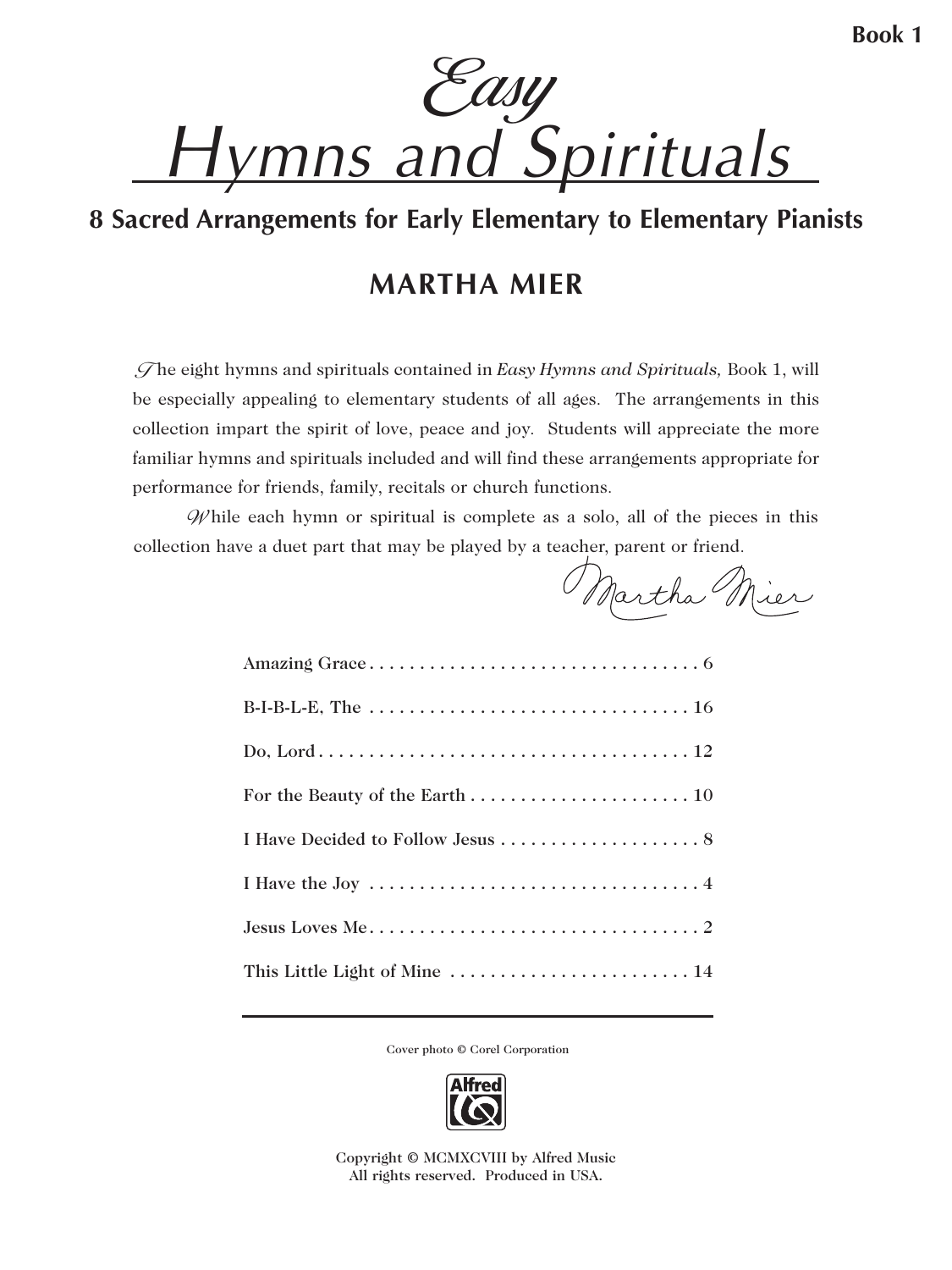Book 1

# *Easy* Hymns and Spirituals

## 8 Sacred Arrangements for Early Elementary to Elementary Pianists

### MARTHA MIER

The eight hymns and spirituals contained in *Easy Hymns and Spirituals,* Book 1, will be especially appealing to elementary students of all ages. The arrangements in this collection impart the spirit of love, peace and joy. Students will appreciate the more familiar hymns and spirituals included and will find these arrangements appropriate for performance for friends, family, recitals or church functions.

While each hymn or spiritual is complete as a solo, all of the pieces in this collection have a duet part that may be played by a teacher, parent or friend.

Martha Mier

| | |
|---|---|
| Amazing Grace | 6 |
| B-I-B-L-E, The | 16 |
| Do, Lord | 12 |
| For the Beauty of the Earth | 10 |
| I Have Decided to Follow Jesus | 8 |
| I Have the Joy | 4 |
| Jesus Loves Me | 2 |
| This Little Light of Mine | 14 |

Cover photo © Corel Corporation

Alfred

Copyright © MCMXCVIII by Alfred Music
All rights reserved. Produced in USA.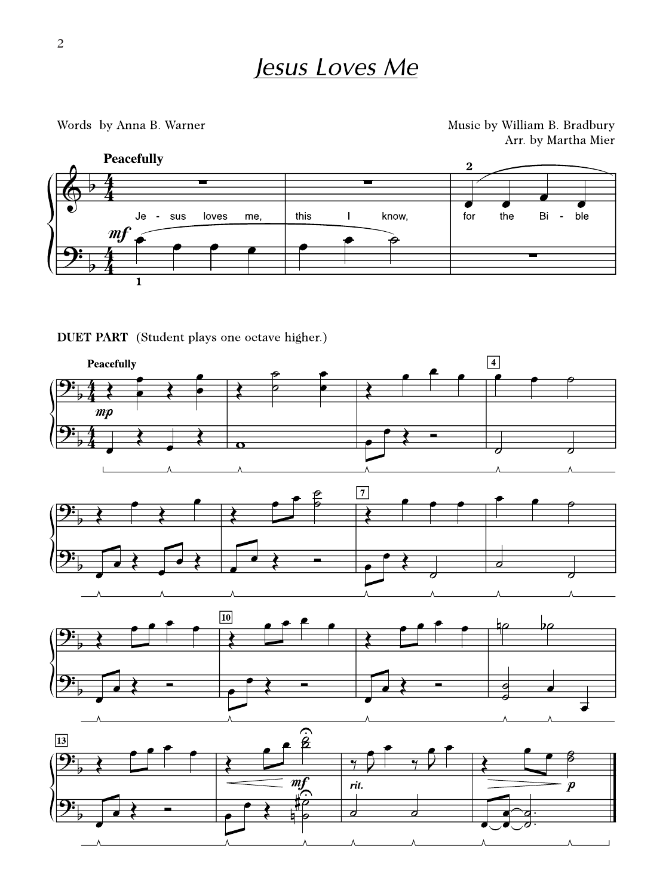# *Jesus Loves Me*

Words by Anna B. Warner

Music by William B. Bradbury
Arr. by Martha Mier

**Peacefully**

Je - sus loves me, this I know, for the Bi - ble

**DUET PART** (Student plays one octave higher.)

**Peacefully**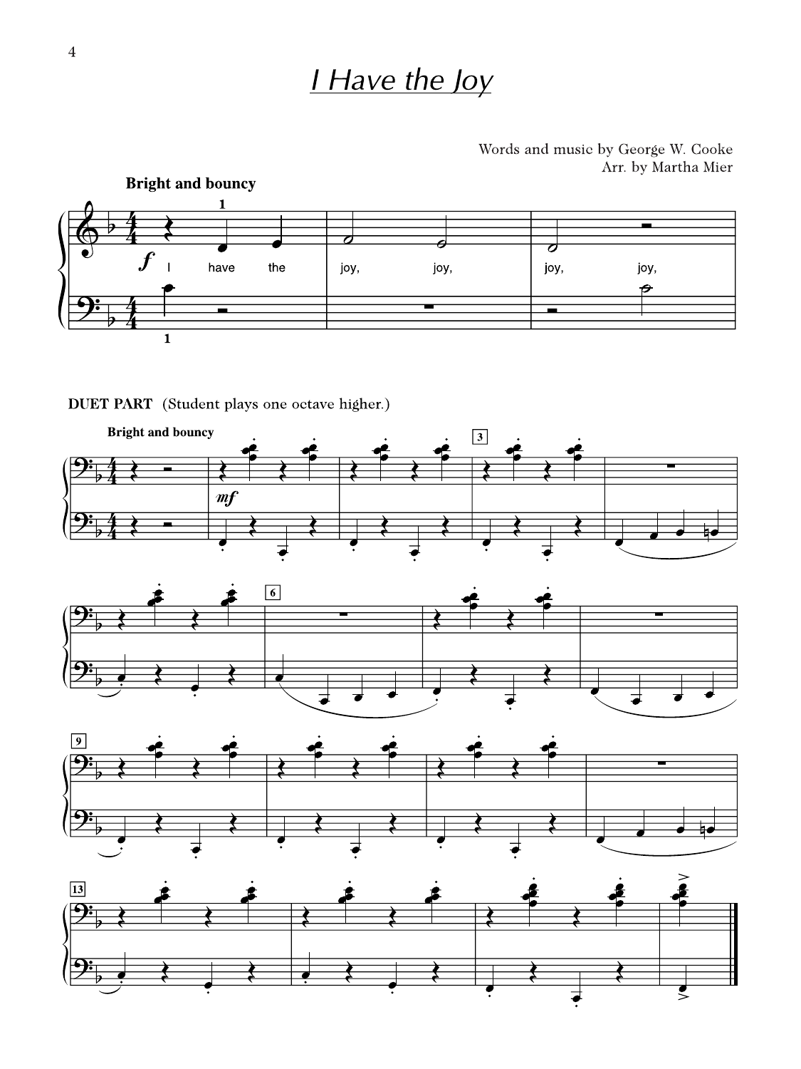# *I Have the Joy*

Words and music by George W. Cooke
Arr. by Martha Mier

**Bright and bouncy**

I have the joy, joy, joy, joy,

**DUET PART** (Student plays one octave higher.)

**Bright and bouncy**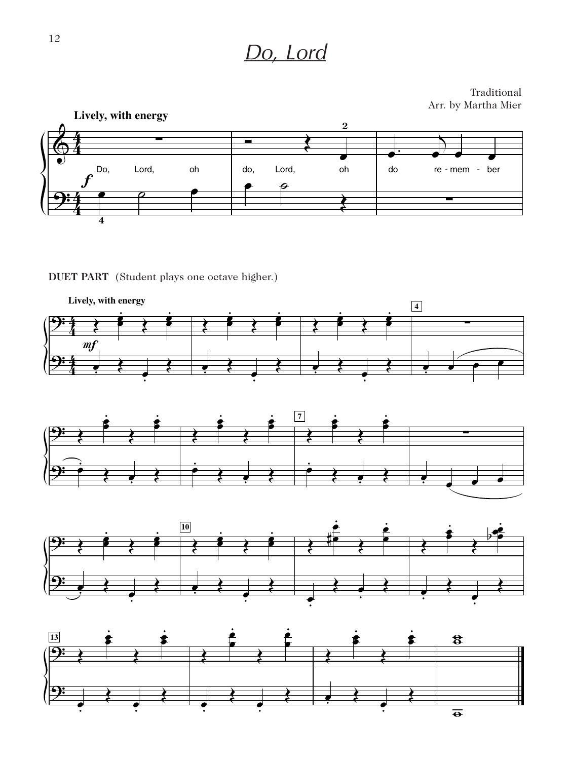# Do, Lord

Traditional
Arr. by Martha Mier

**Lively, with energy**

Do, Lord, oh do, Lord, oh do re - mem - ber

**DUET PART** (Student plays one octave higher.)

**Lively, with energy**